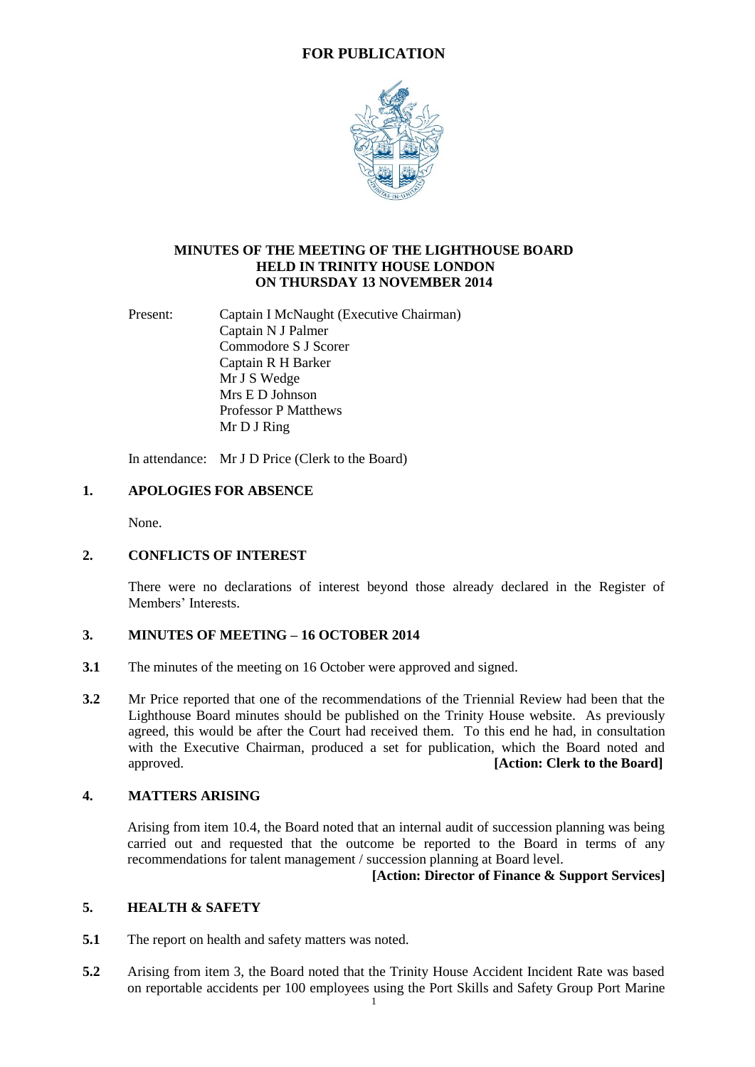**FOR PUBLICATION**

# MINUTES OF THE MEETING OF THE LIGHTHOUSE BOARD HELD IN TRINITY HOUSE LONDON ON THURSDAY 13 NOVEMBER 2014

Present:
- Captain I McNaught (Executive Chairman)
- Captain N J Palmer
- Commodore S J Scorer
- Captain R H Barker
- Mr J S Wedge
- Mrs E D Johnson
- Professor P Matthews
- Mr D J Ring

In attendance: Mr J D Price (Clerk to the Board)

## 1. APOLOGIES FOR ABSENCE

None.

## 2. CONFLICTS OF INTEREST

There were no declarations of interest beyond those already declared in the Register of Members' Interests.

## 3. MINUTES OF MEETING – 16 OCTOBER 2014

**3.1** The minutes of the meeting on 16 October were approved and signed.

**3.2** Mr Price reported that one of the recommendations of the Triennial Review had been that the Lighthouse Board minutes should be published on the Trinity House website. As previously agreed, this would be after the Court had received them. To this end he had, in consultation with the Executive Chairman, produced a set for publication, which the Board noted and approved. **[Action: Clerk to the Board]**

## 4. MATTERS ARISING

Arising from item 10.4, the Board noted that an internal audit of succession planning was being carried out and requested that the outcome be reported to the Board in terms of any recommendations for talent management / succession planning at Board level.

**[Action: Director of Finance & Support Services]**

## 5. HEALTH & SAFETY

**5.1** The report on health and safety matters was noted.

**5.2** Arising from item 3, the Board noted that the Trinity House Accident Incident Rate was based on reportable accidents per 100 employees using the Port Skills and Safety Group Port Marine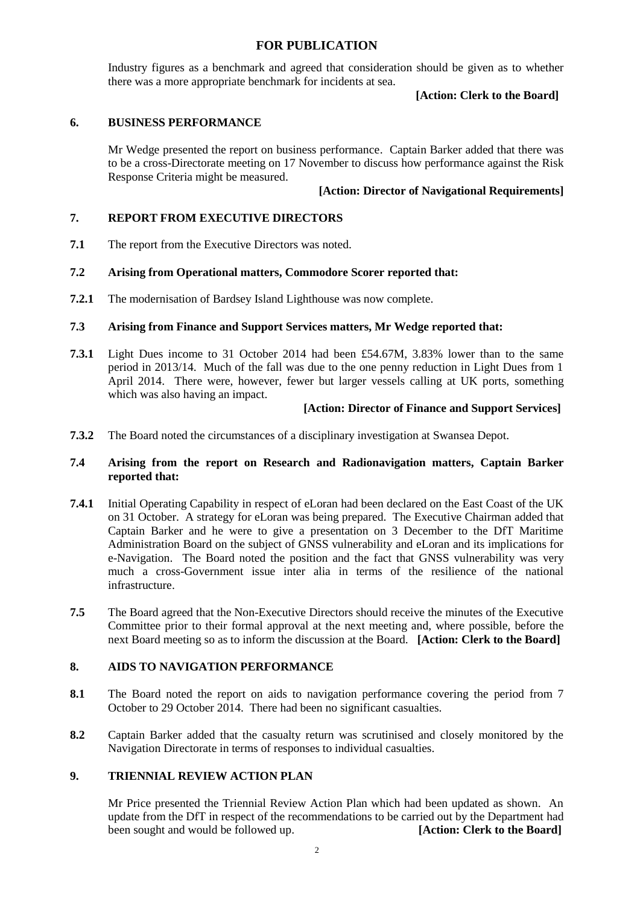**FOR PUBLICATION**

Industry figures as a benchmark and agreed that consideration should be given as to whether there was a more appropriate benchmark for incidents at sea.

**[Action: Clerk to the Board]**

## 6. BUSINESS PERFORMANCE

Mr Wedge presented the report on business performance. Captain Barker added that there was to be a cross-Directorate meeting on 17 November to discuss how performance against the Risk Response Criteria might be measured.

**[Action: Director of Navigational Requirements]**

## 7. REPORT FROM EXECUTIVE DIRECTORS

**7.1** The report from the Executive Directors was noted.

**7.2 Arising from Operational matters, Commodore Scorer reported that:**

**7.2.1** The modernisation of Bardsey Island Lighthouse was now complete.

**7.3 Arising from Finance and Support Services matters, Mr Wedge reported that:**

**7.3.1** Light Dues income to 31 October 2014 had been £54.67M, 3.83% lower than to the same period in 2013/14. Much of the fall was due to the one penny reduction in Light Dues from 1 April 2014. There were, however, fewer but larger vessels calling at UK ports, something which was also having an impact.

**[Action: Director of Finance and Support Services]**

**7.3.2** The Board noted the circumstances of a disciplinary investigation at Swansea Depot.

**7.4 Arising from the report on Research and Radionavigation matters, Captain Barker reported that:**

**7.4.1** Initial Operating Capability in respect of eLoran had been declared on the East Coast of the UK on 31 October. A strategy for eLoran was being prepared. The Executive Chairman added that Captain Barker and he were to give a presentation on 3 December to the DfT Maritime Administration Board on the subject of GNSS vulnerability and eLoran and its implications for e-Navigation. The Board noted the position and the fact that GNSS vulnerability was very much a cross-Government issue inter alia in terms of the resilience of the national infrastructure.

**7.5** The Board agreed that the Non-Executive Directors should receive the minutes of the Executive Committee prior to their formal approval at the next meeting and, where possible, before the next Board meeting so as to inform the discussion at the Board. **[Action: Clerk to the Board]**

## 8. AIDS TO NAVIGATION PERFORMANCE

**8.1** The Board noted the report on aids to navigation performance covering the period from 7 October to 29 October 2014. There had been no significant casualties.

**8.2** Captain Barker added that the casualty return was scrutinised and closely monitored by the Navigation Directorate in terms of responses to individual casualties.

## 9. TRIENNIAL REVIEW ACTION PLAN

Mr Price presented the Triennial Review Action Plan which had been updated as shown. An update from the DfT in respect of the recommendations to be carried out by the Department had been sought and would be followed up. **[Action: Clerk to the Board]**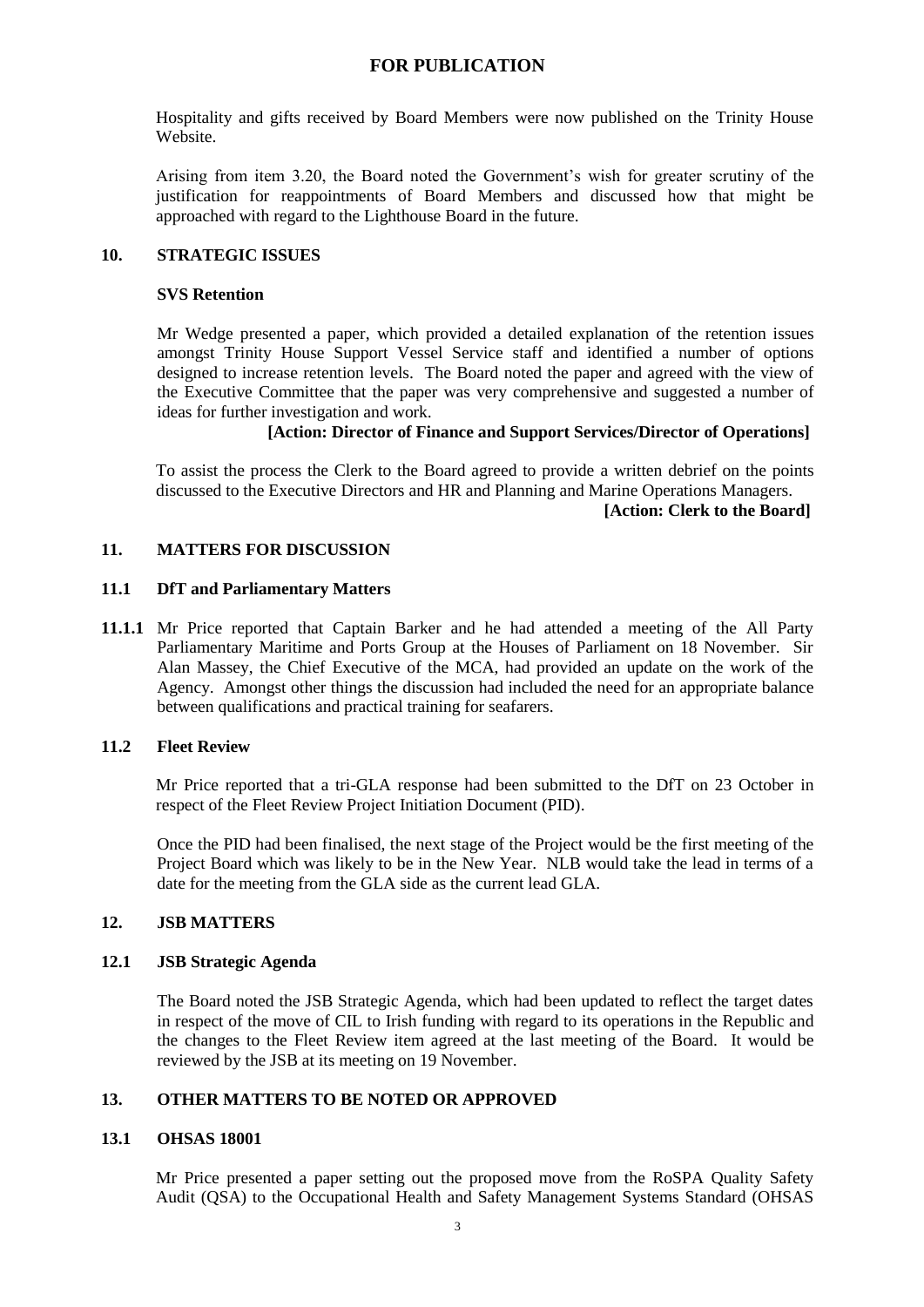**FOR PUBLICATION**

Hospitality and gifts received by Board Members were now published on the Trinity House Website.

Arising from item 3.20, the Board noted the Government's wish for greater scrutiny of the justification for reappointments of Board Members and discussed how that might be approached with regard to the Lighthouse Board in the future.

## 10. STRATEGIC ISSUES

### SVS Retention

Mr Wedge presented a paper, which provided a detailed explanation of the retention issues amongst Trinity House Support Vessel Service staff and identified a number of options designed to increase retention levels. The Board noted the paper and agreed with the view of the Executive Committee that the paper was very comprehensive and suggested a number of ideas for further investigation and work.

**[Action: Director of Finance and Support Services/Director of Operations]**

To assist the process the Clerk to the Board agreed to provide a written debrief on the points discussed to the Executive Directors and HR and Planning and Marine Operations Managers.

**[Action: Clerk to the Board]**

## 11. MATTERS FOR DISCUSSION

### 11.1 DfT and Parliamentary Matters

**11.1.1** Mr Price reported that Captain Barker and he had attended a meeting of the All Party Parliamentary Maritime and Ports Group at the Houses of Parliament on 18 November. Sir Alan Massey, the Chief Executive of the MCA, had provided an update on the work of the Agency. Amongst other things the discussion had included the need for an appropriate balance between qualifications and practical training for seafarers.

### 11.2 Fleet Review

Mr Price reported that a tri-GLA response had been submitted to the DfT on 23 October in respect of the Fleet Review Project Initiation Document (PID).

Once the PID had been finalised, the next stage of the Project would be the first meeting of the Project Board which was likely to be in the New Year. NLB would take the lead in terms of a date for the meeting from the GLA side as the current lead GLA.

## 12. JSB MATTERS

### 12.1 JSB Strategic Agenda

The Board noted the JSB Strategic Agenda, which had been updated to reflect the target dates in respect of the move of CIL to Irish funding with regard to its operations in the Republic and the changes to the Fleet Review item agreed at the last meeting of the Board. It would be reviewed by the JSB at its meeting on 19 November.

## 13. OTHER MATTERS TO BE NOTED OR APPROVED

### 13.1 OHSAS 18001

Mr Price presented a paper setting out the proposed move from the RoSPA Quality Safety Audit (QSA) to the Occupational Health and Safety Management Systems Standard (OHSAS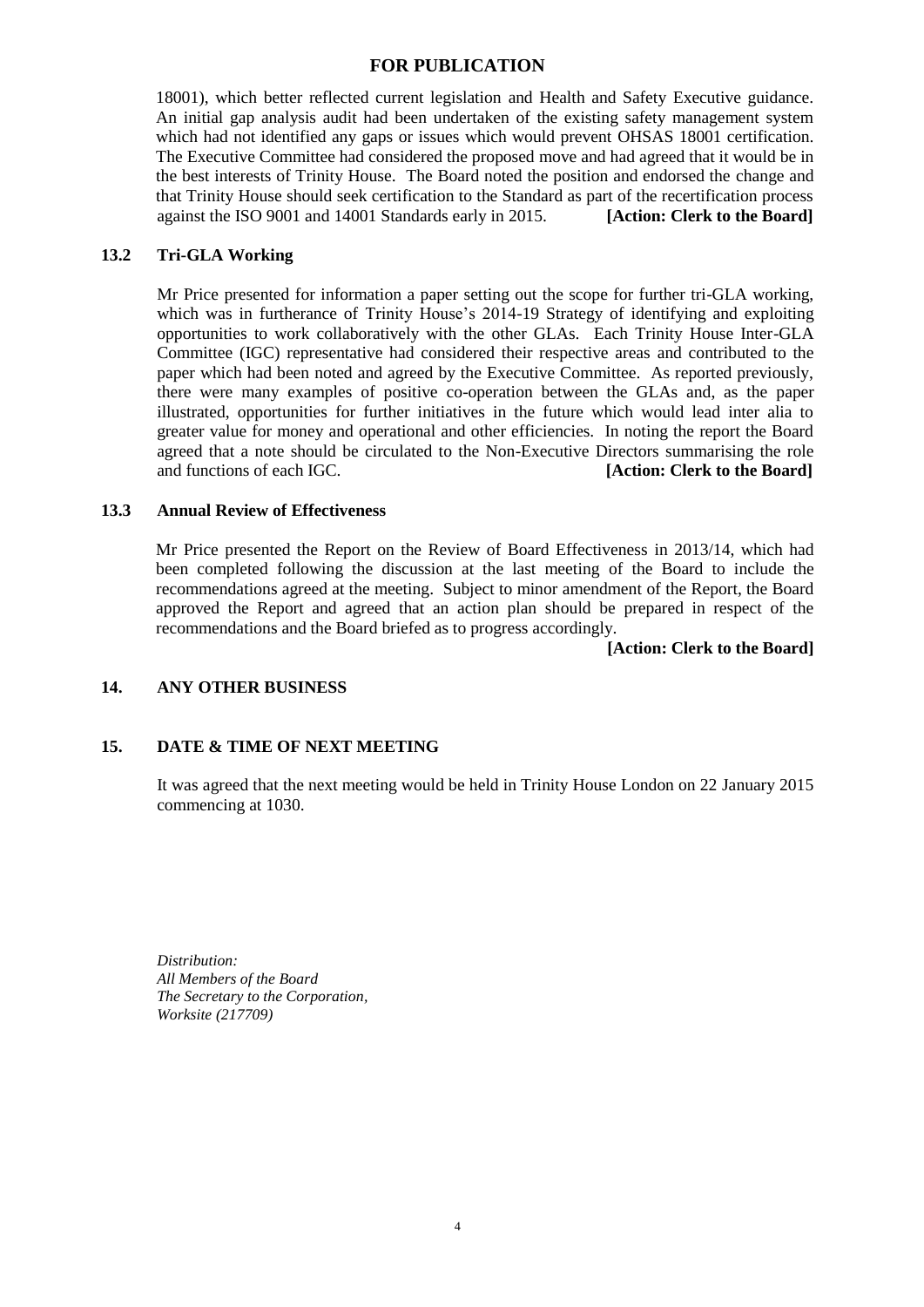**FOR PUBLICATION**

18001), which better reflected current legislation and Health and Safety Executive guidance. An initial gap analysis audit had been undertaken of the existing safety management system which had not identified any gaps or issues which would prevent OHSAS 18001 certification. The Executive Committee had considered the proposed move and had agreed that it would be in the best interests of Trinity House. The Board noted the position and endorsed the change and that Trinity House should seek certification to the Standard as part of the recertification process against the ISO 9001 and 14001 Standards early in 2015. **[Action: Clerk to the Board]**

### 13.2 Tri-GLA Working

Mr Price presented for information a paper setting out the scope for further tri-GLA working, which was in furtherance of Trinity House's 2014-19 Strategy of identifying and exploiting opportunities to work collaboratively with the other GLAs. Each Trinity House Inter-GLA Committee (IGC) representative had considered their respective areas and contributed to the paper which had been noted and agreed by the Executive Committee. As reported previously, there were many examples of positive co-operation between the GLAs and, as the paper illustrated, opportunities for further initiatives in the future which would lead inter alia to greater value for money and operational and other efficiencies. In noting the report the Board agreed that a note should be circulated to the Non-Executive Directors summarising the role and functions of each IGC. **[Action: Clerk to the Board]**

### 13.3 Annual Review of Effectiveness

Mr Price presented the Report on the Review of Board Effectiveness in 2013/14, which had been completed following the discussion at the last meeting of the Board to include the recommendations agreed at the meeting. Subject to minor amendment of the Report, the Board approved the Report and agreed that an action plan should be prepared in respect of the recommendations and the Board briefed as to progress accordingly.

**[Action: Clerk to the Board]**

## 14. ANY OTHER BUSINESS

## 15. DATE & TIME OF NEXT MEETING

It was agreed that the next meeting would be held in Trinity House London on 22 January 2015 commencing at 1030.

*Distribution:*
*All Members of the Board*
*The Secretary to the Corporation,*
*Worksite (217709)*